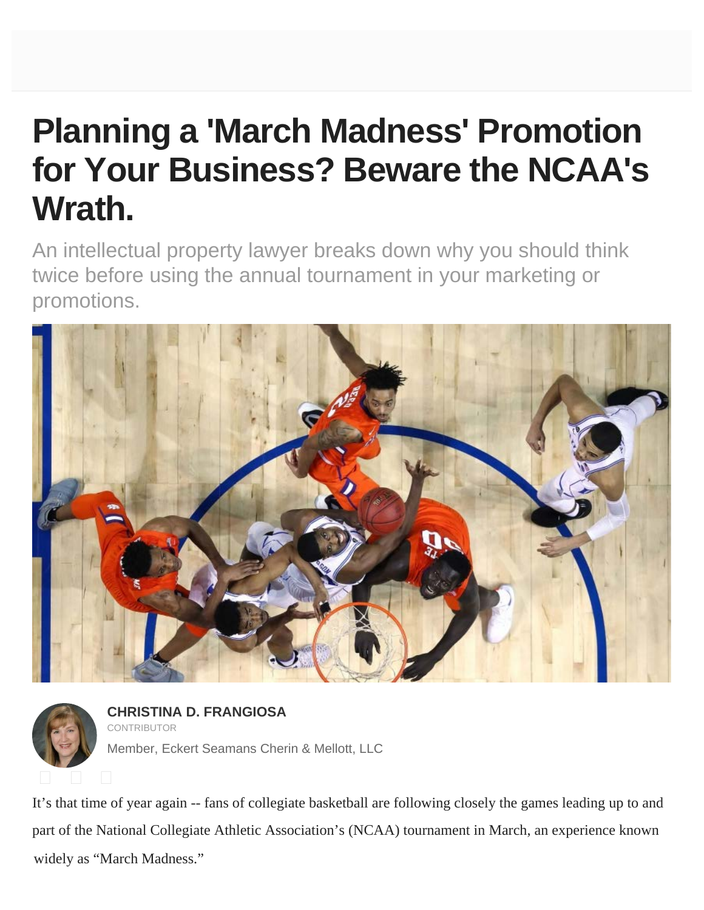# Planning a 'March Madness' Promotion for Your Business? Beware the NCAA's Wrath.

An intellectual property lawyer breaks down why you should think twice before using the annual tournament in your marketing or promotions.

**CHRISTINA D. FRANGIOSA**
CONTRIBUTOR
Member, Eckert Seamans Cherin & Mellott, LLC

It's that time of year again -- fans of collegiate basketball are following closely the games leading up to and part of the National Collegiate Athletic Association's (NCAA) tournament in March, an experience known widely as "March Madness."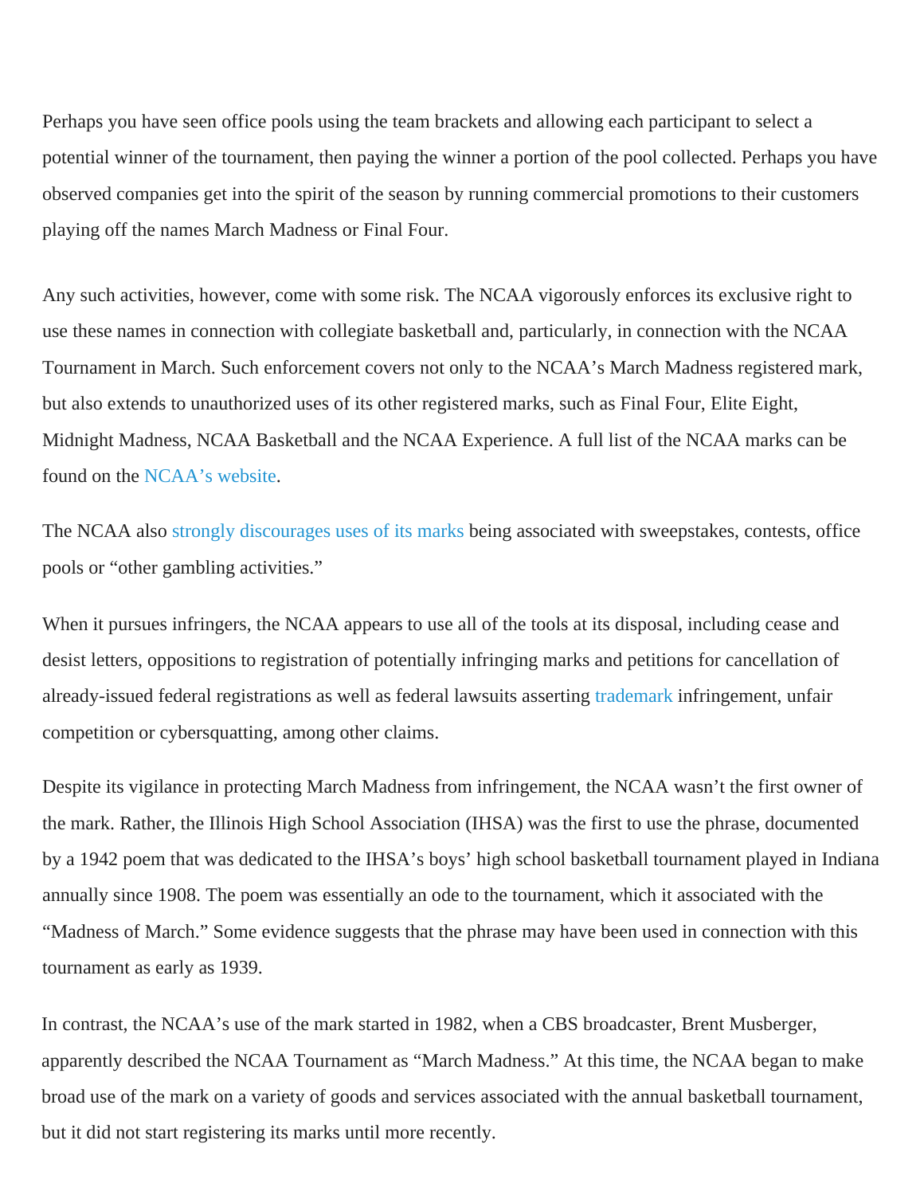Perhaps you have seen office pools using the team brackets and allowing each participant to select a potential winner of the tournament, then paying the winner a portion of the pool collected. Perhaps you have observed companies get into the spirit of the season by running commercial promotions to their customers playing off the names March Madness or Final Four.

Any such activities, however, come with some risk. The NCAA vigorously enforces its exclusive right to use these names in connection with collegiate basketball and, particularly, in connection with the NCAA Tournament in March. Such enforcement covers not only to the NCAA's March Madness registered mark, but also extends to unauthorized uses of its other registered marks, such as Final Four, Elite Eight, Midnight Madness, NCAA Basketball and the NCAA Experience. A full list of the NCAA marks can be found on the NCAA's website.

The NCAA also strongly discourages uses of its marks being associated with sweepstakes, contests, office pools or "other gambling activities."

When it pursues infringers, the NCAA appears to use all of the tools at its disposal, including cease and desist letters, oppositions to registration of potentially infringing marks and petitions for cancellation of already-issued federal registrations as well as federal lawsuits asserting trademark infringement, unfair competition or cybersquatting, among other claims.

Despite its vigilance in protecting March Madness from infringement, the NCAA wasn't the first owner of the mark. Rather, the Illinois High School Association (IHSA) was the first to use the phrase, documented by a 1942 poem that was dedicated to the IHSA's boys' high school basketball tournament played in Indiana annually since 1908. The poem was essentially an ode to the tournament, which it associated with the "Madness of March." Some evidence suggests that the phrase may have been used in connection with this tournament as early as 1939.

In contrast, the NCAA's use of the mark started in 1982, when a CBS broadcaster, Brent Musberger, apparently described the NCAA Tournament as "March Madness." At this time, the NCAA began to make broad use of the mark on a variety of goods and services associated with the annual basketball tournament, but it did not start registering its marks until more recently.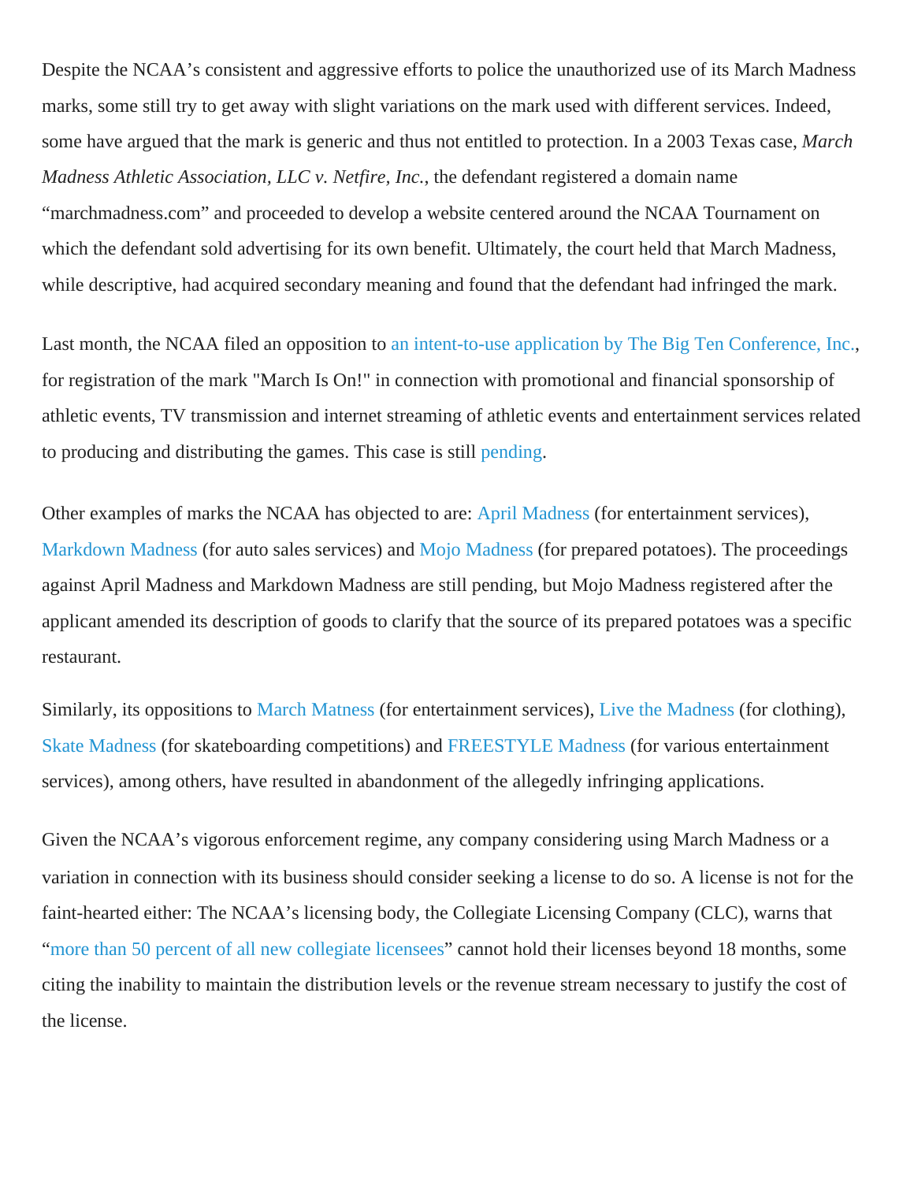Despite the NCAA's consistent and aggressive efforts to police the unauthorized use of its March Madness marks, some still try to get away with slight variations on the mark used with different services. Indeed, some have argued that the mark is generic and thus not entitled to protection. In a 2003 Texas case, *March Madness Athletic Association, LLC v. Netfire, Inc.*, the defendant registered a domain name "marchmadness.com" and proceeded to develop a website centered around the NCAA Tournament on which the defendant sold advertising for its own benefit. Ultimately, the court held that March Madness, while descriptive, had acquired secondary meaning and found that the defendant had infringed the mark.

Last month, the NCAA filed an opposition to an intent-to-use application by The Big Ten Conference, Inc., for registration of the mark "March Is On!" in connection with promotional and financial sponsorship of athletic events, TV transmission and internet streaming of athletic events and entertainment services related to producing and distributing the games. This case is still pending.

Other examples of marks the NCAA has objected to are: April Madness (for entertainment services), Markdown Madness (for auto sales services) and Mojo Madness (for prepared potatoes). The proceedings against April Madness and Markdown Madness are still pending, but Mojo Madness registered after the applicant amended its description of goods to clarify that the source of its prepared potatoes was a specific restaurant.

Similarly, its oppositions to March Matness (for entertainment services), Live the Madness (for clothing), Skate Madness (for skateboarding competitions) and FREESTYLE Madness (for various entertainment services), among others, have resulted in abandonment of the allegedly infringing applications.

Given the NCAA's vigorous enforcement regime, any company considering using March Madness or a variation in connection with its business should consider seeking a license to do so. A license is not for the faint-hearted either: The NCAA's licensing body, the Collegiate Licensing Company (CLC), warns that "more than 50 percent of all new collegiate licensees" cannot hold their licenses beyond 18 months, some citing the inability to maintain the distribution levels or the revenue stream necessary to justify the cost of the license.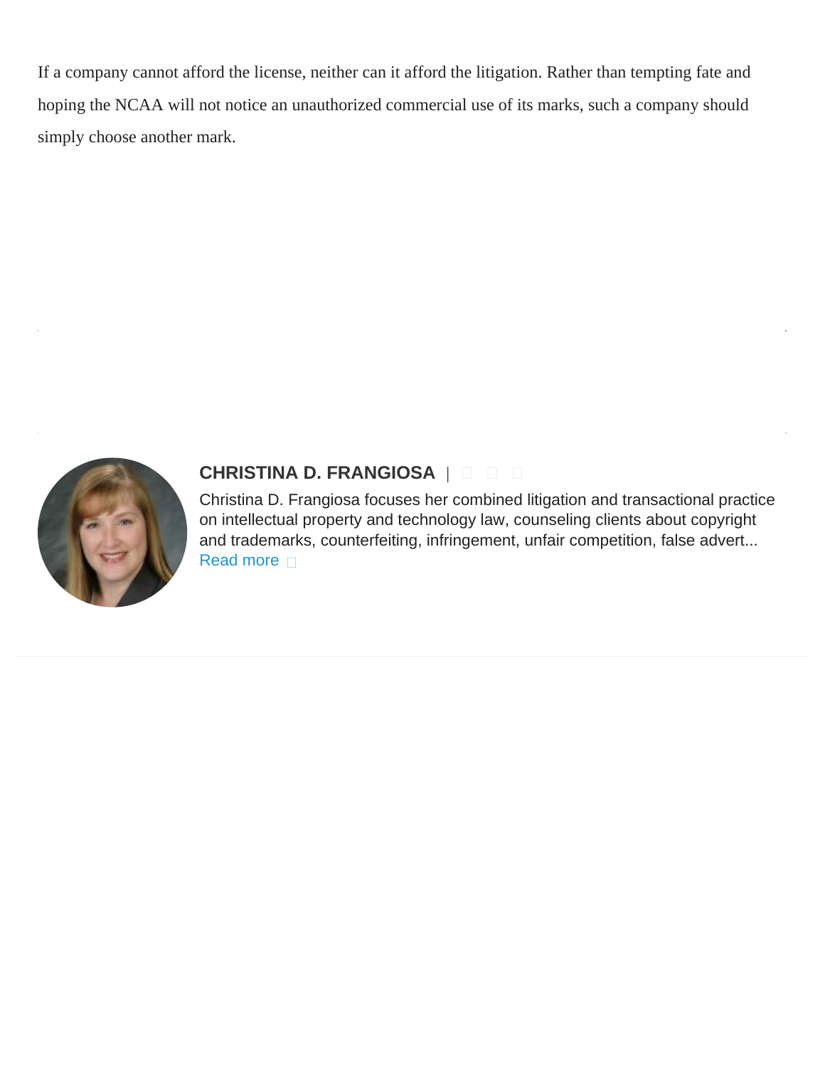If a company cannot afford the license, neither can it afford the litigation. Rather than tempting fate and hoping the NCAA will not notice an unauthorized commercial use of its marks, such a company should simply choose another mark.

**CHRISTINA D. FRANGIOSA** |

Christina D. Frangiosa focuses her combined litigation and transactional practice on intellectual property and technology law, counseling clients about copyright and trademarks, counterfeiting, infringement, unfair competition, false advert... Read more